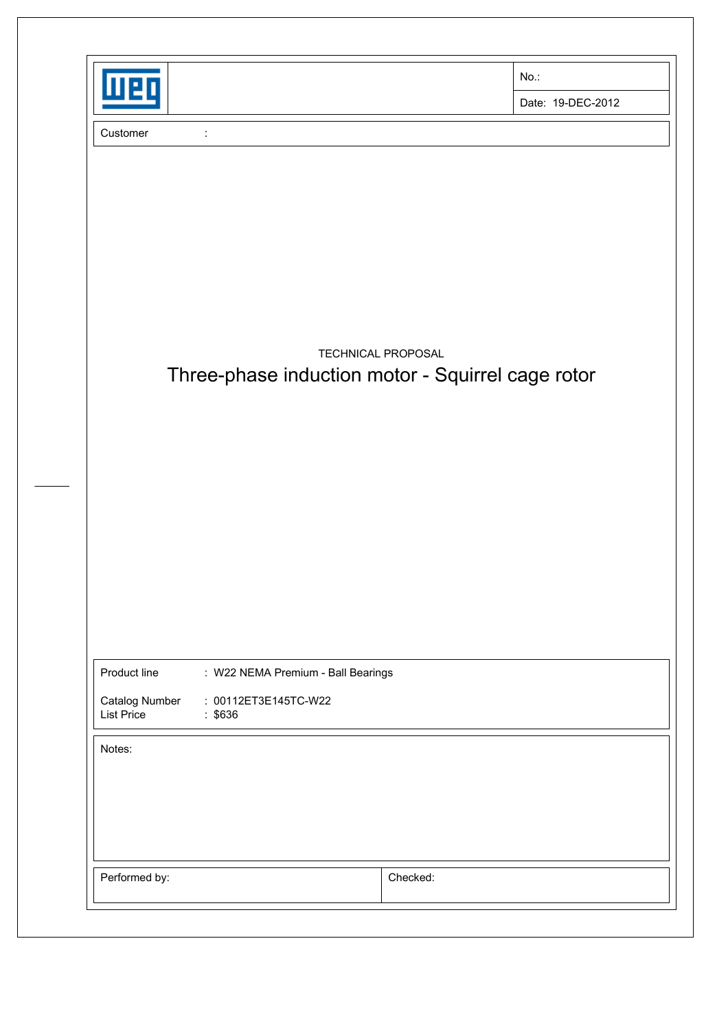| | | No.: |
|---|---|---|
| WEG | | Date: 19-DEC-2012 |

Customer :

TECHNICAL PROPOSAL

# Three-phase induction motor - Squirrel cage rotor

Product line : W22 NEMA Premium - Ball Bearings

Catalog Number : 00112ET3E145TC-W22
List Price : $636

Notes:

| Performed by: | Checked: |
|---|---|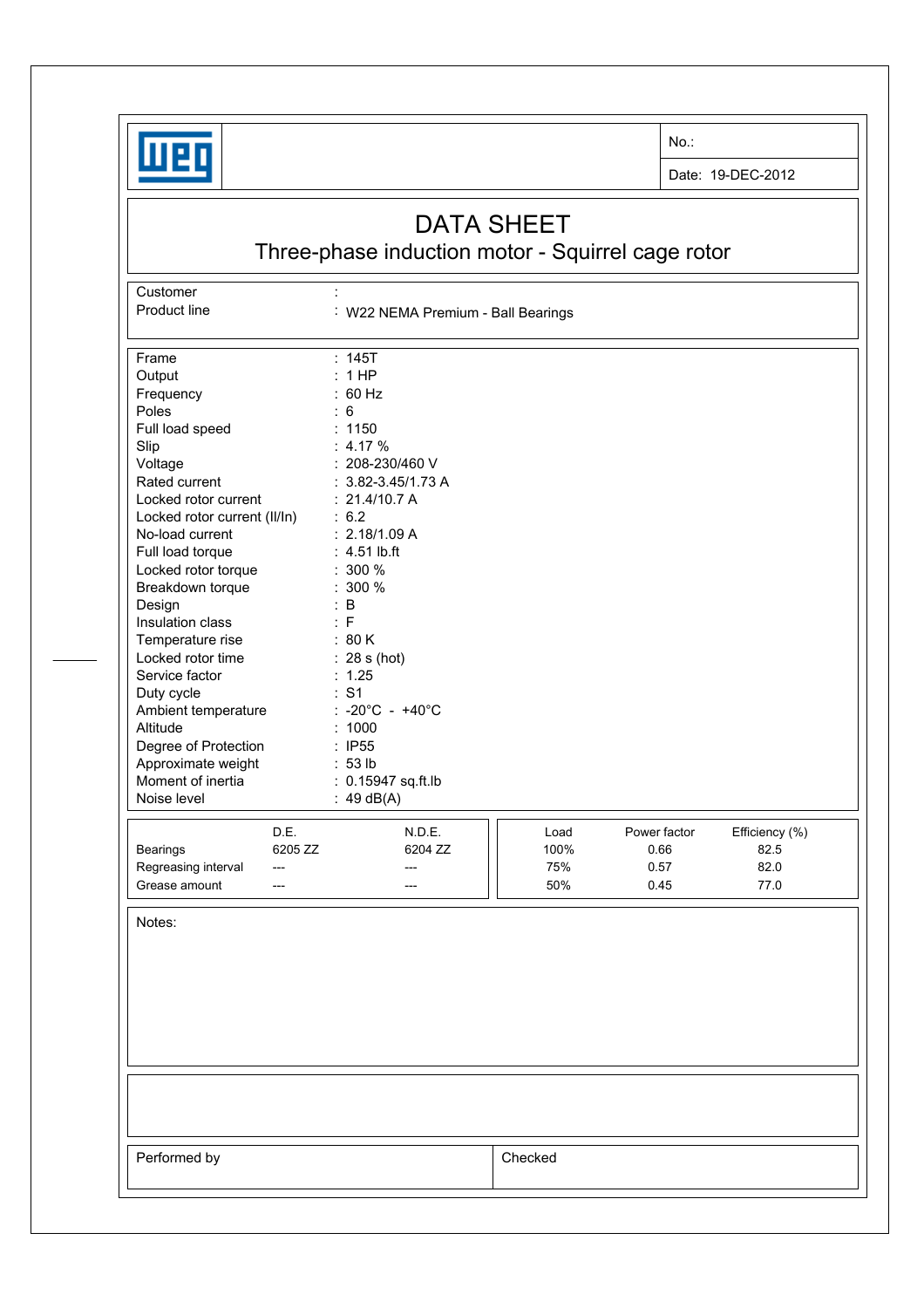WEG

No.:

Date: 19-DEC-2012

# DATA SHEET

## Three-phase induction motor - Squirrel cage rotor

| | |
|---|---|
| Customer | : |
| Product line | : W22 NEMA Premium - Ball Bearings |

| | |
|---|---|
| Frame | : 145T |
| Output | : 1 HP |
| Frequency | : 60 Hz |
| Poles | : 6 |
| Full load speed | : 1150 |
| Slip | : 4.17 % |
| Voltage | : 208-230/460 V |
| Rated current | : 3.82-3.45/1.73 A |
| Locked rotor current | : 21.4/10.7 A |
| Locked rotor current (Il/In) | : 6.2 |
| No-load current | : 2.18/1.09 A |
| Full load torque | : 4.51 lb.ft |
| Locked rotor torque | : 300 % |
| Breakdown torque | : 300 % |
| Design | : B |
| Insulation class | : F |
| Temperature rise | : 80 K |
| Locked rotor time | : 28 s (hot) |
| Service factor | : 1.25 |
| Duty cycle | : S1 |
| Ambient temperature | : -20°C - +40°C |
| Altitude | : 1000 |
| Degree of Protection | : IP55 |
| Approximate weight | : 53 lb |
| Moment of inertia | : 0.15947 sq.ft.lb |
| Noise level | : 49 dB(A) |

| | D.E. | N.D.E. |
|---|---|---|
| Bearings | 6205 ZZ | 6204 ZZ |
| Regreasing interval | --- | --- |
| Grease amount | --- | --- |

| Load | Power factor | Efficiency (%) |
|---|---|---|
| 100% | 0.66 | 82.5 |
| 75% | 0.57 | 82.0 |
| 50% | 0.45 | 77.0 |

Notes:

| Performed by | Checked |
|---|---|
| | |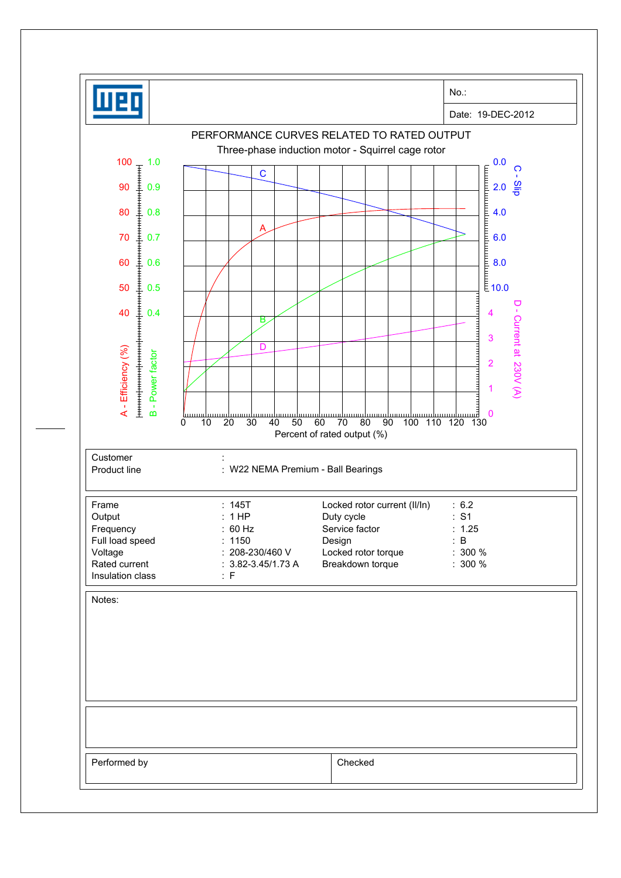No.:

Date: 19-DEC-2012

# PERFORMANCE CURVES RELATED TO RATED OUTPUT

## Three-phase induction motor - Squirrel cage rotor

A - Efficiency (%) | B - Power factor | C - Slip | D - Current at 230V (A)

Percent of rated output (%)

| | | | |
|---|---|---|---|
| Customer | : | | |
| Product line | : W22 NEMA Premium - Ball Bearings | | |

| | | | |
|---|---|---|---|
| Frame | : 145T | Locked rotor current (Il/In) | : 6.2 |
| Output | : 1 HP | Duty cycle | : S1 |
| Frequency | : 60 Hz | Service factor | : 1.25 |
| Full load speed | : 1150 | Design | : B |
| Voltage | : 208-230/460 V | Locked rotor torque | : 300 % |
| Rated current | : 3.82-3.45/1.73 A | Breakdown torque | : 300 % |
| Insulation class | : F | | |

Notes:

| | |
|---|---|
| Performed by | Checked |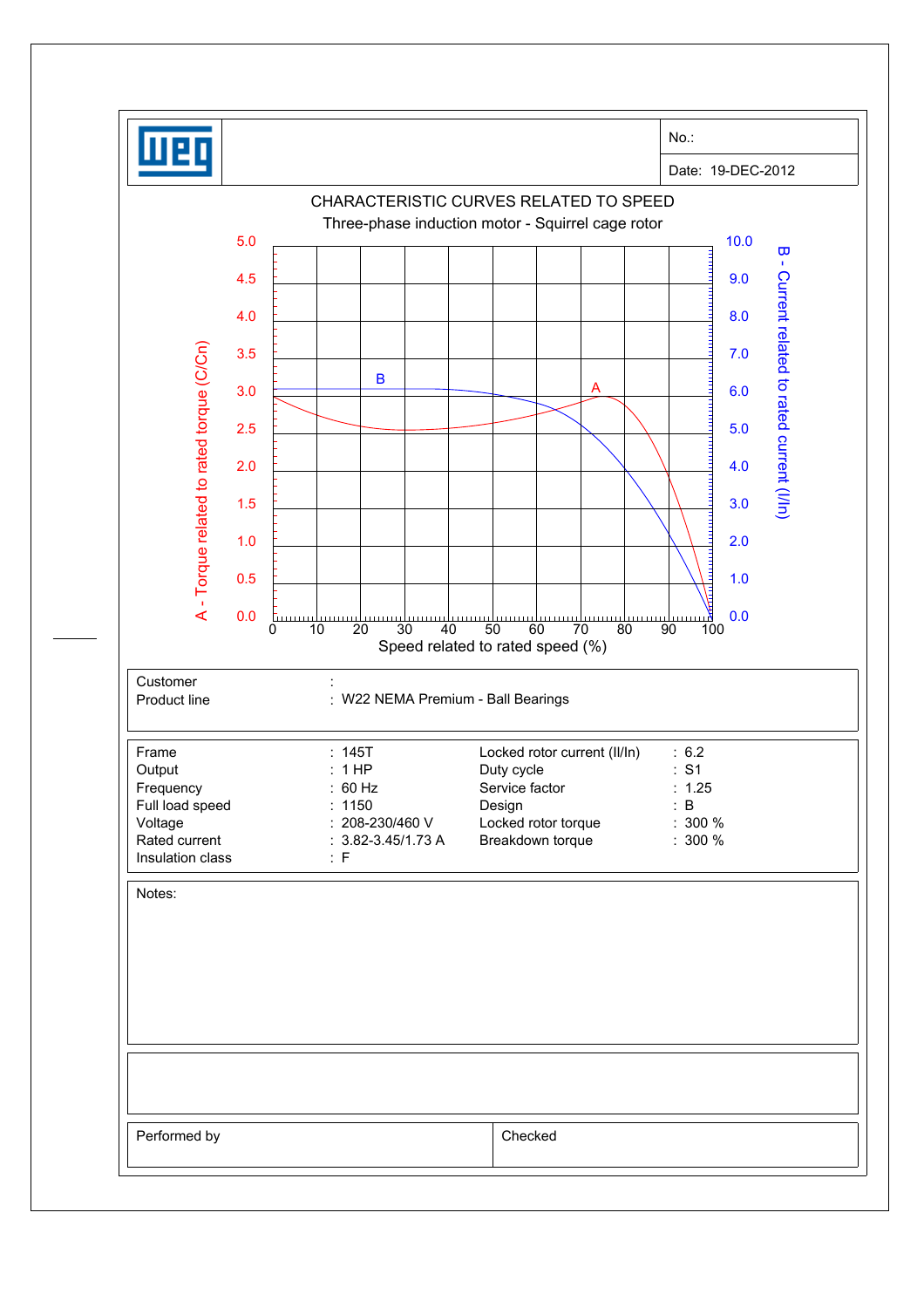| | No.: |
|---|---|
| | Date: 19-DEC-2012 |

## CHARACTERISTIC CURVES RELATED TO SPEED

Three-phase induction motor - Squirrel cage rotor

A - Torque related to rated torque (C/Cn)

B - Current related to rated current (I/In)

Speed related to rated speed (%)

| | |
|---|---|
| Customer | : |
| Product line | : W22 NEMA Premium - Ball Bearings |

| | | | |
|---|---|---|---|
| Frame | : 145T | Locked rotor current (Il/In) | : 6.2 |
| Output | : 1 HP | Duty cycle | : S1 |
| Frequency | : 60 Hz | Service factor | : 1.25 |
| Full load speed | : 1150 | Design | : B |
| Voltage | : 208-230/460 V | Locked rotor torque | : 300 % |
| Rated current | : 3.82-3.45/1.73 A | Breakdown torque | : 300 % |
| Insulation class | : F | | |

Notes:

| Performed by | Checked |
|---|---|
| | |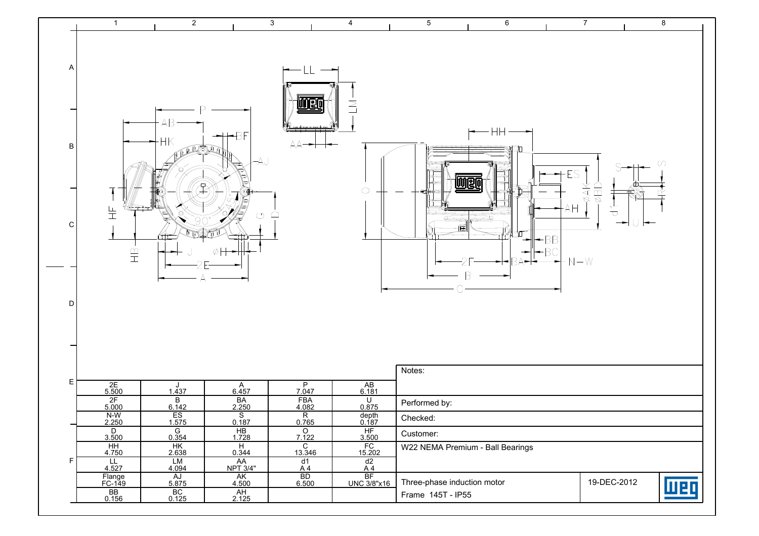| | | | | |
|---|---|---|---|---|
| 2E<br>5.500 | J<br>1.437 | A<br>6.457 | P<br>7.047 | AB<br>6.181 |
| 2F<br>5.000 | B<br>6.142 | BA<br>2.250 | FBA<br>4.082 | U<br>0.875 |
| N-W<br>2.250 | ES<br>1.575 | S<br>0.187 | R<br>0.765 | depth<br>0.187 |
| D<br>3.500 | G<br>0.354 | HB<br>1.728 | O<br>7.122 | HF<br>3.500 |
| HH<br>4.750 | HK<br>2.638 | H<br>0.344 | C<br>13.346 | FC<br>15.202 |
| LL<br>4.527 | LM<br>4.094 | AA<br>NPT 3/4" | d1<br>A 4 | d2<br>A 4 |
| Flange<br>FC-149 | AJ<br>5.875 | AK<br>4.500 | BD<br>6.500 | BF<br>UNC 3/8"x16 |
| BB<br>0.156 | BC<br>0.125 | AH<br>2.125 | | |

Notes:

Performed by:

Checked:

Customer:

W22 NEMA Premium - Ball Bearings

Three-phase induction motor

Frame 145T - IP55

19-DEC-2012

WEG